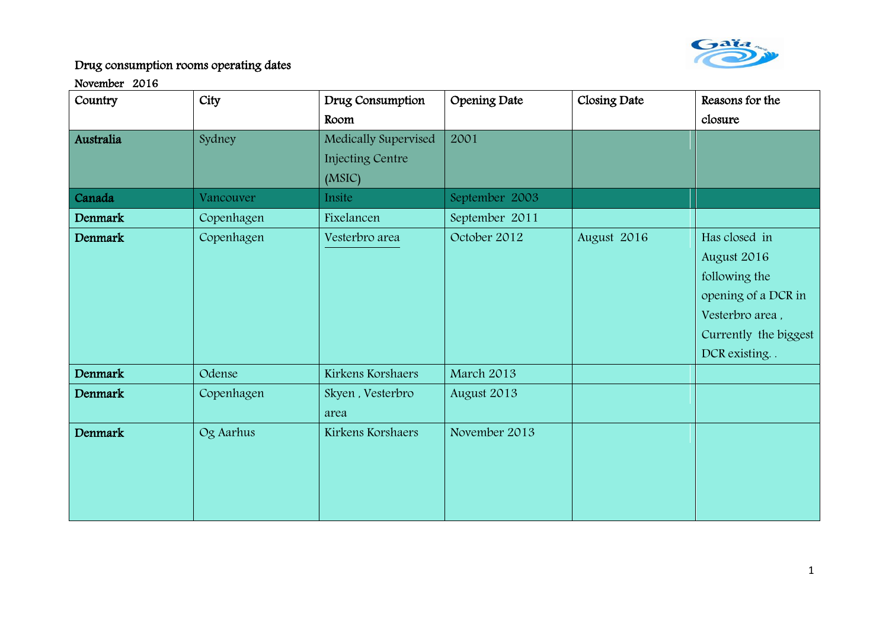# Drug consumption rooms operating dates

November 2016

| Country | City | Drug Consumption Room | Opening Date | Closing Date | Reasons for the closure |
|---|---|---|---|---|---|
| **Australia** | Sydney | Medically Supervised Injecting Centre (MSIC) | 2001 | | |
| **Canada** | Vancouver | Insite | September 2003 | | |
| **Denmark** | Copenhagen | Fixelancen | September 2011 | | |
| **Denmark** | Copenhagen | Vesterbro area | October 2012 | August 2016 | Has closed in August 2016 following the opening of a DCR in Vesterbro area , Currently the biggest DCR existing. . |
| **Denmark** | Odense | Kirkens Korshaers | March 2013 | | |
| **Denmark** | Copenhagen | Skyen , Vesterbro area | August 2013 | | |
| **Denmark** | Og Aarhus | Kirkens Korshaers | November 2013 | | |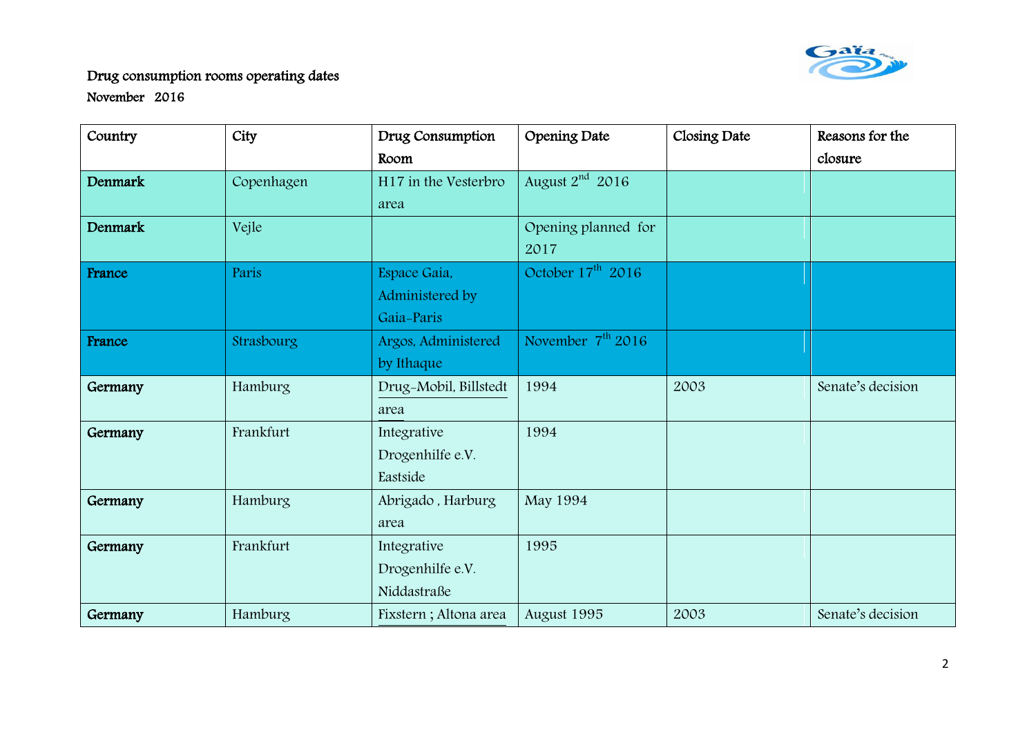Drug consumption rooms operating dates

November 2016

| Country | City | Drug Consumption Room | Opening Date | Closing Date | Reasons for the closure |
|---|---|---|---|---|---|
| **Denmark** | Copenhagen | H17 in the Vesterbro area | August 2nd 2016 | | |
| **Denmark** | Vejle | | Opening planned for 2017 | | |
| **France** | Paris | Espace Gaia, Administered by Gaia-Paris | October 17th 2016 | | |
| **France** | Strasbourg | Argos, Administered by Ithaque | November 7th 2016 | | |
| **Germany** | Hamburg | Drug-Mobil, Billstedt area | 1994 | 2003 | Senate's decision |
| **Germany** | Frankfurt | Integrative Drogenhilfe e.V. Eastside | 1994 | | |
| **Germany** | Hamburg | Abrigado , Harburg area | May 1994 | | |
| **Germany** | Frankfurt | Integrative Drogenhilfe e.V. Niddastraße | 1995 | | |
| **Germany** | Hamburg | Fixstern ; Altona area | August 1995 | 2003 | Senate's decision |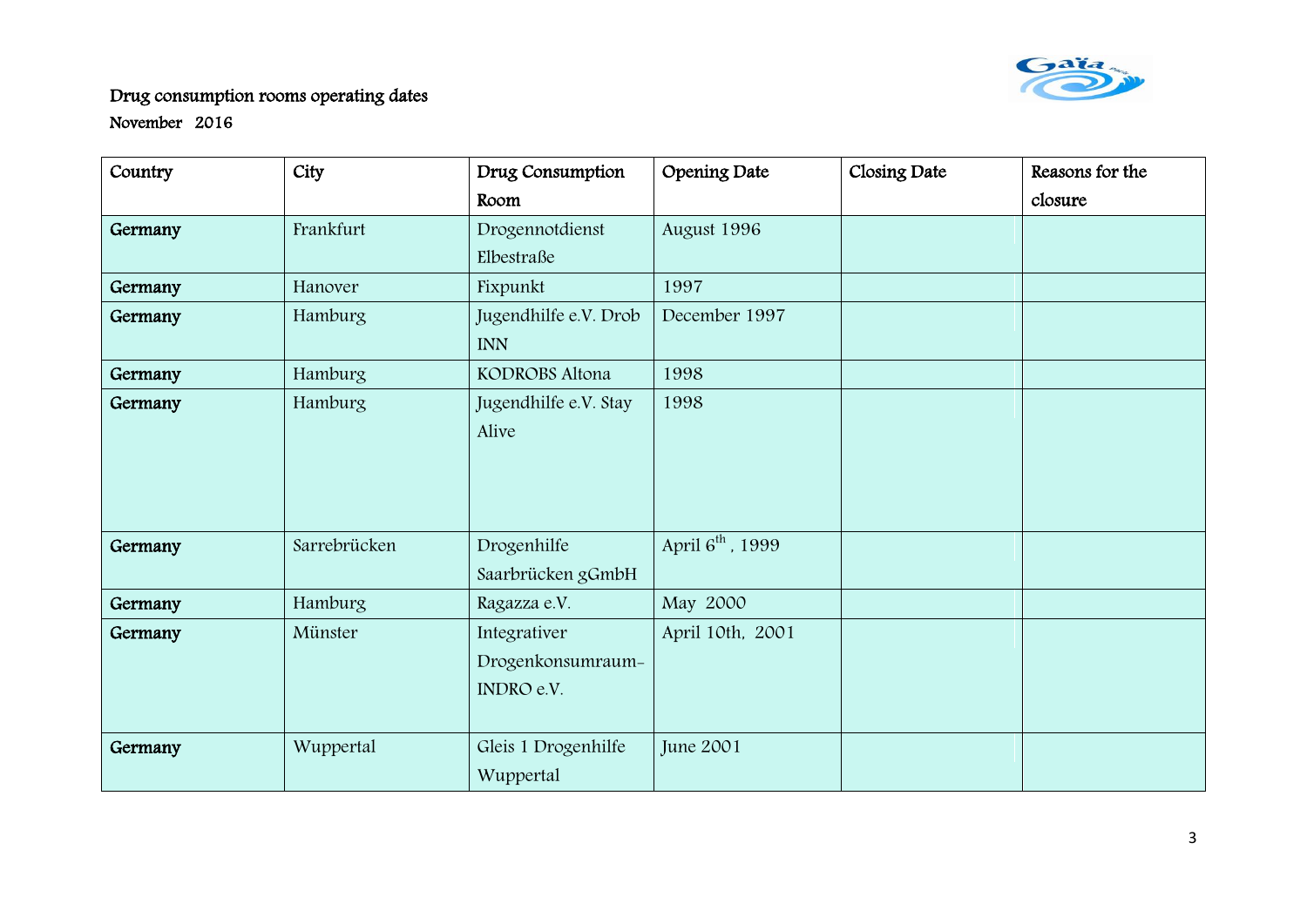Drug consumption rooms operating dates

November 2016

| Country | City | Drug Consumption Room | Opening Date | Closing Date | Reasons for the closure |
|---|---|---|---|---|---|
| **Germany** | Frankfurt | Drogennotdienst Elbestraße | August 1996 | | |
| **Germany** | Hanover | Fixpunkt | 1997 | | |
| **Germany** | Hamburg | Jugendhilfe e.V. Drob INN | December 1997 | | |
| **Germany** | Hamburg | KODROBS Altona | 1998 | | |
| **Germany** | Hamburg | Jugendhilfe e.V. Stay Alive | 1998 | | |
| **Germany** | Sarrebrücken | Drogenhilfe Saarbrücken gGmbH | April 6th, 1999 | | |
| **Germany** | Hamburg | Ragazza e.V. | May 2000 | | |
| **Germany** | Münster | Integrativer Drogenkonsumraum-INDRO e.V. | April 10th, 2001 | | |
| **Germany** | Wuppertal | Gleis 1 Drogenhilfe Wuppertal | June 2001 | | |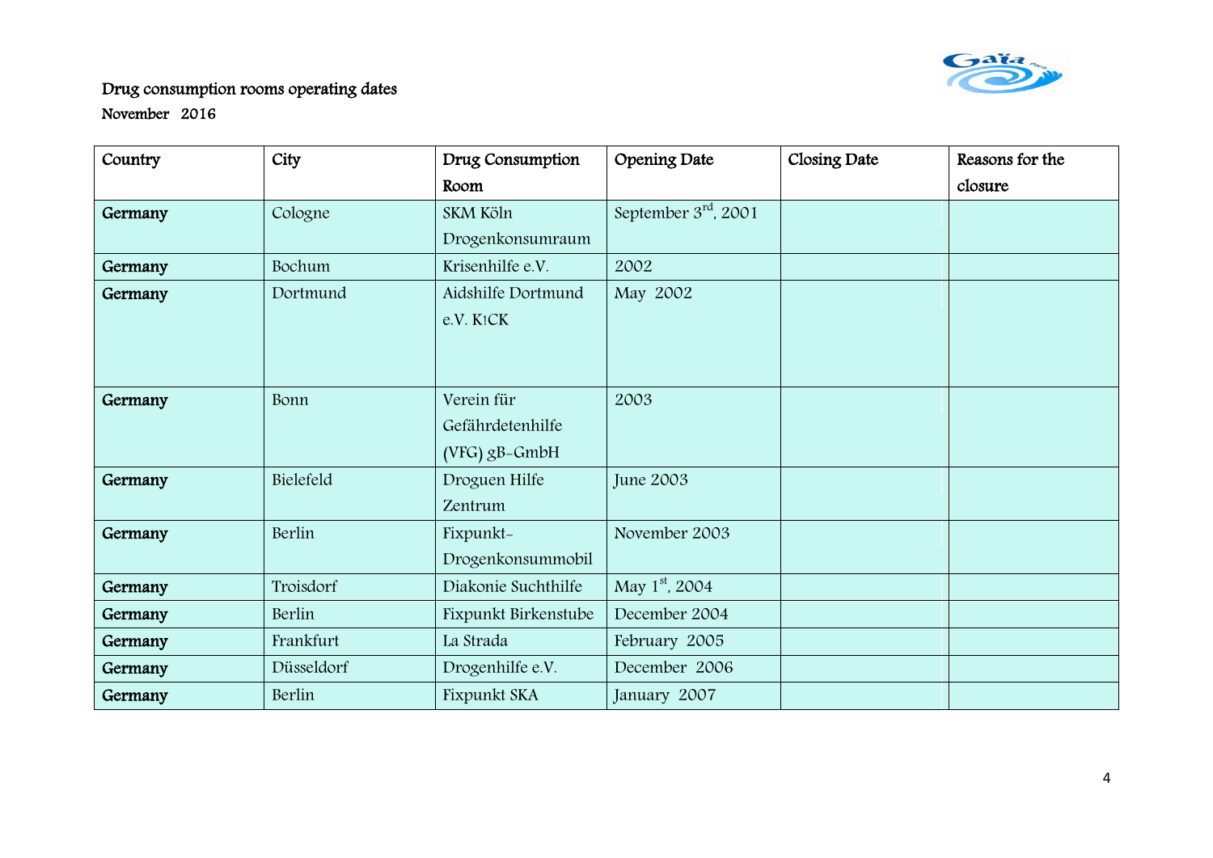Drug consumption rooms operating dates

November 2016

| Country | City | Drug Consumption Room | Opening Date | Closing Date | Reasons for the closure |
|---|---|---|---|---|---|
| **Germany** | Cologne | SKM Köln Drogenkonsumraum | September 3rd, 2001 | | |
| **Germany** | Bochum | Krisenhilfe e.V. | 2002 | | |
| **Germany** | Dortmund | Aidshilfe Dortmund e.V. K!CK | May 2002 | | |
| **Germany** | Bonn | Verein für Gefährdetenhilfe (VFG) gB-GmbH | 2003 | | |
| **Germany** | Bielefeld | Droguen Hilfe Zentrum | June 2003 | | |
| **Germany** | Berlin | Fixpunkt-Drogenkonsummobil | November 2003 | | |
| **Germany** | Troisdorf | Diakonie Suchthilfe | May 1st, 2004 | | |
| **Germany** | Berlin | Fixpunkt Birkenstube | December 2004 | | |
| **Germany** | Frankfurt | La Strada | February 2005 | | |
| **Germany** | Düsseldorf | Drogenhilfe e.V. | December 2006 | | |
| **Germany** | Berlin | Fixpunkt SKA | January 2007 | | |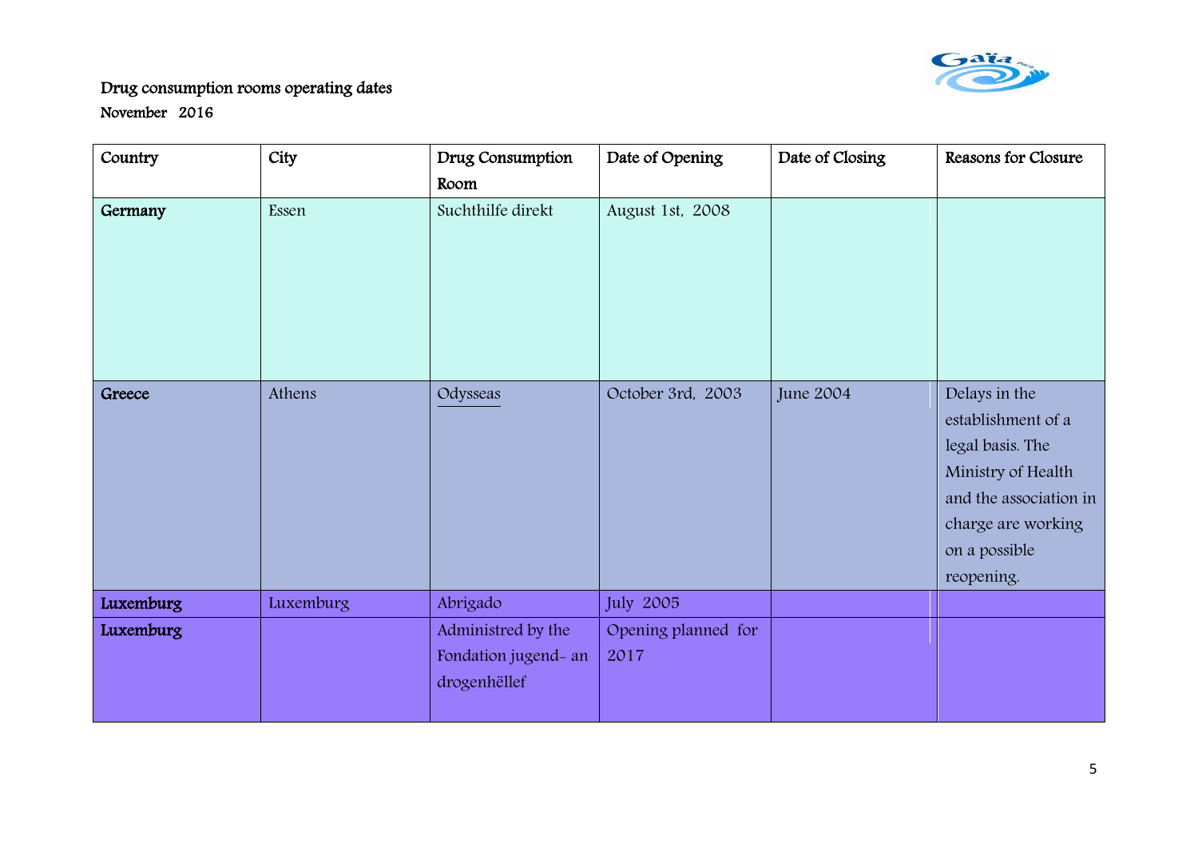Drug consumption rooms operating dates

November 2016

| Country | City | Drug Consumption Room | Date of Opening | Date of Closing | Reasons for Closure |
|---|---|---|---|---|---|
| **Germany** | Essen | Suchthilfe direkt | August 1st, 2008 | | |
| **Greece** | Athens | Odysseas | October 3rd, 2003 | June 2004 | Delays in the establishment of a legal basis. The Ministry of Health and the association in charge are working on a possible reopening. |
| **Luxemburg** | Luxemburg | Abrigado | July 2005 | | |
| **Luxemburg** | | Administred by the Fondation jugend- an drogenhëllef | Opening planned for 2017 | | |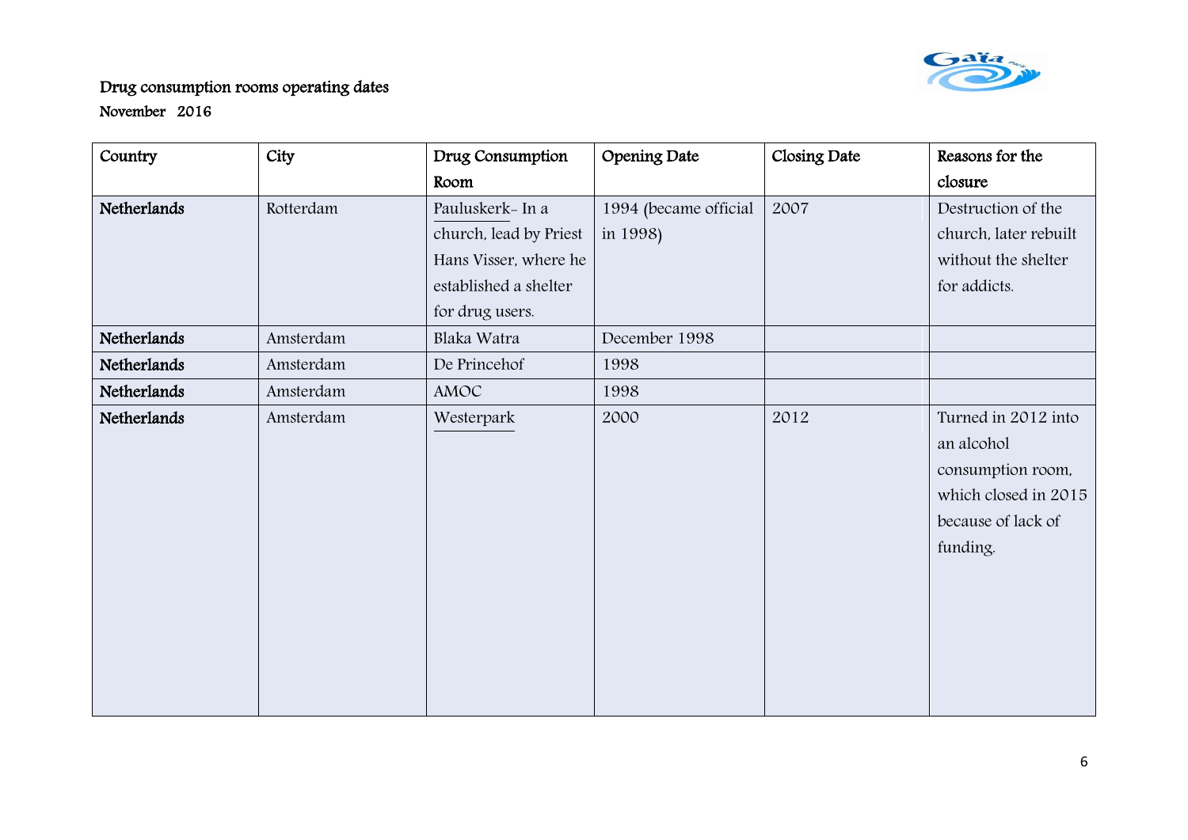Drug consumption rooms operating dates

November 2016

| Country | City | Drug Consumption Room | Opening Date | Closing Date | Reasons for the closure |
|---|---|---|---|---|---|
| **Netherlands** | Rotterdam | Pauluskerk- In a church, lead by Priest Hans Visser, where he established a shelter for drug users. | 1994 (became official in 1998) | 2007 | Destruction of the church, later rebuilt without the shelter for addicts. |
| **Netherlands** | Amsterdam | Blaka Watra | December 1998 | | |
| **Netherlands** | Amsterdam | De Princehof | 1998 | | |
| **Netherlands** | Amsterdam | AMOC | 1998 | | |
| **Netherlands** | Amsterdam | Westerpark | 2000 | 2012 | Turned in 2012 into an alcohol consumption room, which closed in 2015 because of lack of funding. |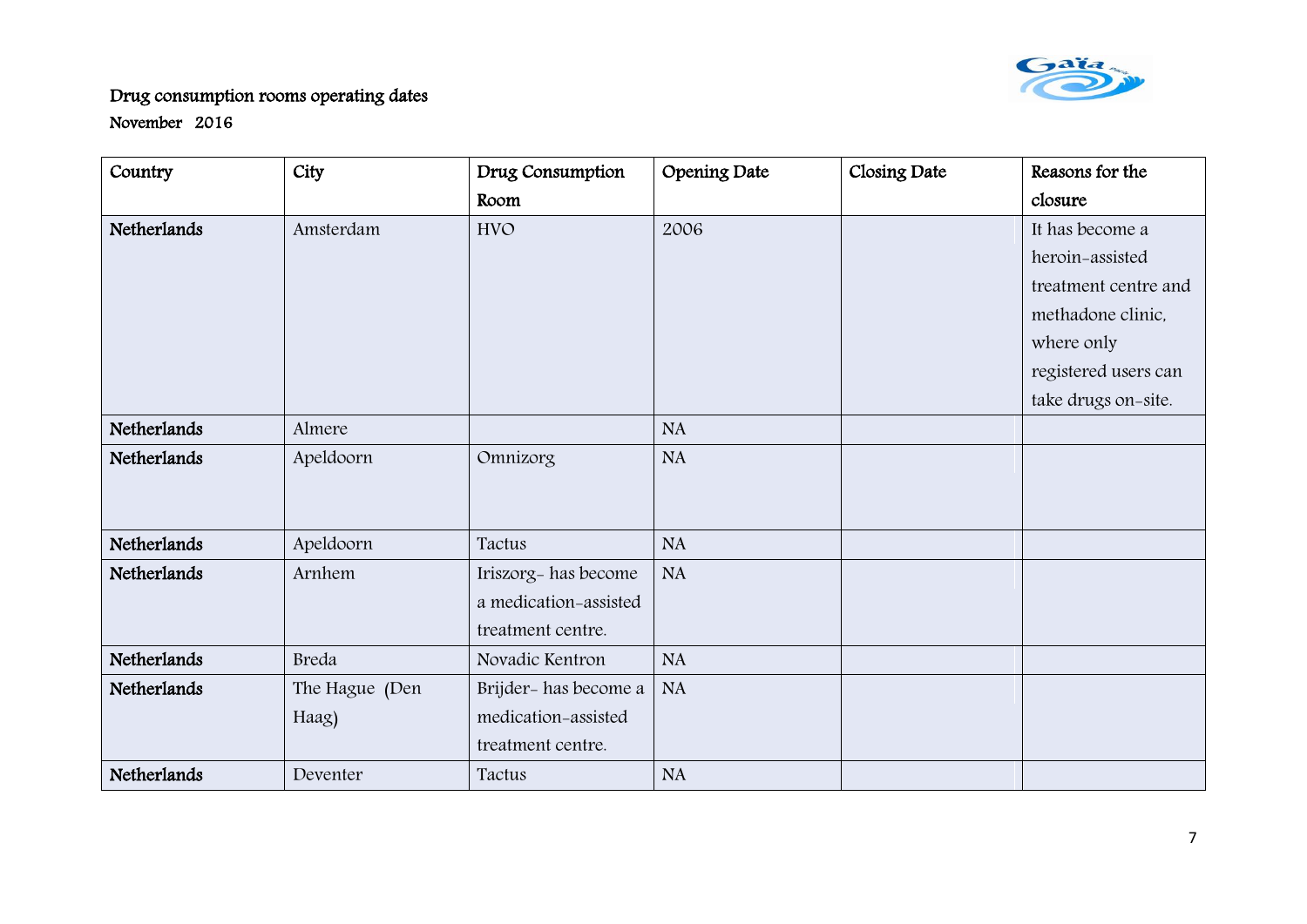Drug consumption rooms operating dates

November 2016

| Country | City | Drug Consumption Room | Opening Date | Closing Date | Reasons for the closure |
|---|---|---|---|---|---|
| **Netherlands** | Amsterdam | HVO | 2006 | | It has become a heroin-assisted treatment centre and methadone clinic, where only registered users can take drugs on-site. |
| **Netherlands** | Almere | | NA | | |
| **Netherlands** | Apeldoorn | Omnizorg | NA | | |
| **Netherlands** | Apeldoorn | Tactus | NA | | |
| **Netherlands** | Arnhem | Iriszorg- has become a medication-assisted treatment centre. | NA | | |
| **Netherlands** | Breda | Novadic Kentron | NA | | |
| **Netherlands** | The Hague (Den Haag) | Brijder- has become a medication-assisted treatment centre. | NA | | |
| **Netherlands** | Deventer | Tactus | NA | | |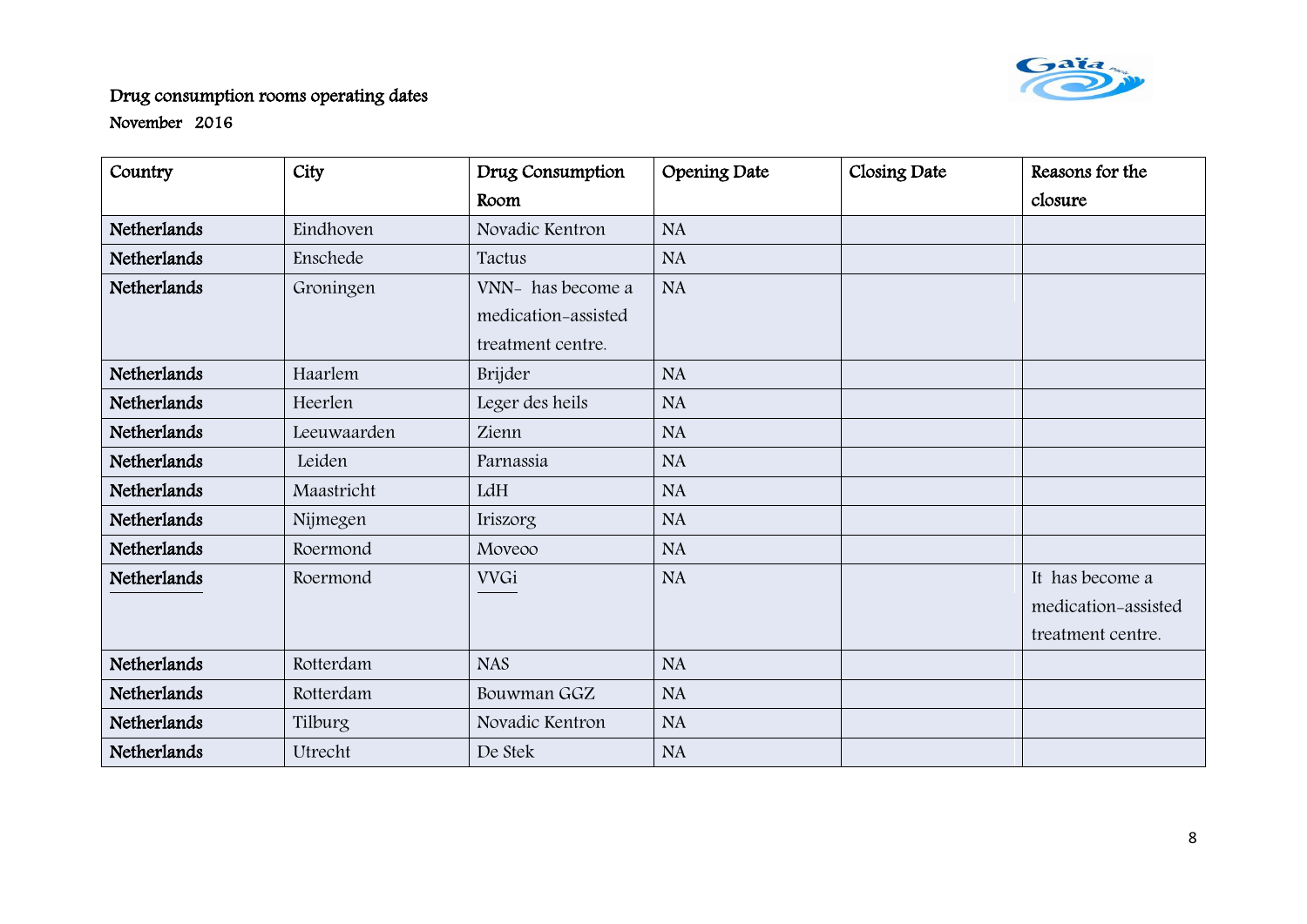Drug consumption rooms operating dates

November 2016

| Country | City | Drug Consumption Room | Opening Date | Closing Date | Reasons for the closure |
|---|---|---|---|---|---|
| Netherlands | Eindhoven | Novadic Kentron | NA | | |
| Netherlands | Enschede | Tactus | NA | | |
| Netherlands | Groningen | VNN- has become a medication-assisted treatment centre. | NA | | |
| Netherlands | Haarlem | Brijder | NA | | |
| Netherlands | Heerlen | Leger des heils | NA | | |
| Netherlands | Leeuwaarden | Zienn | NA | | |
| Netherlands | Leiden | Parnassia | NA | | |
| Netherlands | Maastricht | LdH | NA | | |
| Netherlands | Nijmegen | Iriszorg | NA | | |
| Netherlands | Roermond | Moveoo | NA | | |
| Netherlands | Roermond | VVGi | NA | | It has become a medication-assisted treatment centre. |
| Netherlands | Rotterdam | NAS | NA | | |
| Netherlands | Rotterdam | Bouwman GGZ | NA | | |
| Netherlands | Tilburg | Novadic Kentron | NA | | |
| Netherlands | Utrecht | De Stek | NA | | |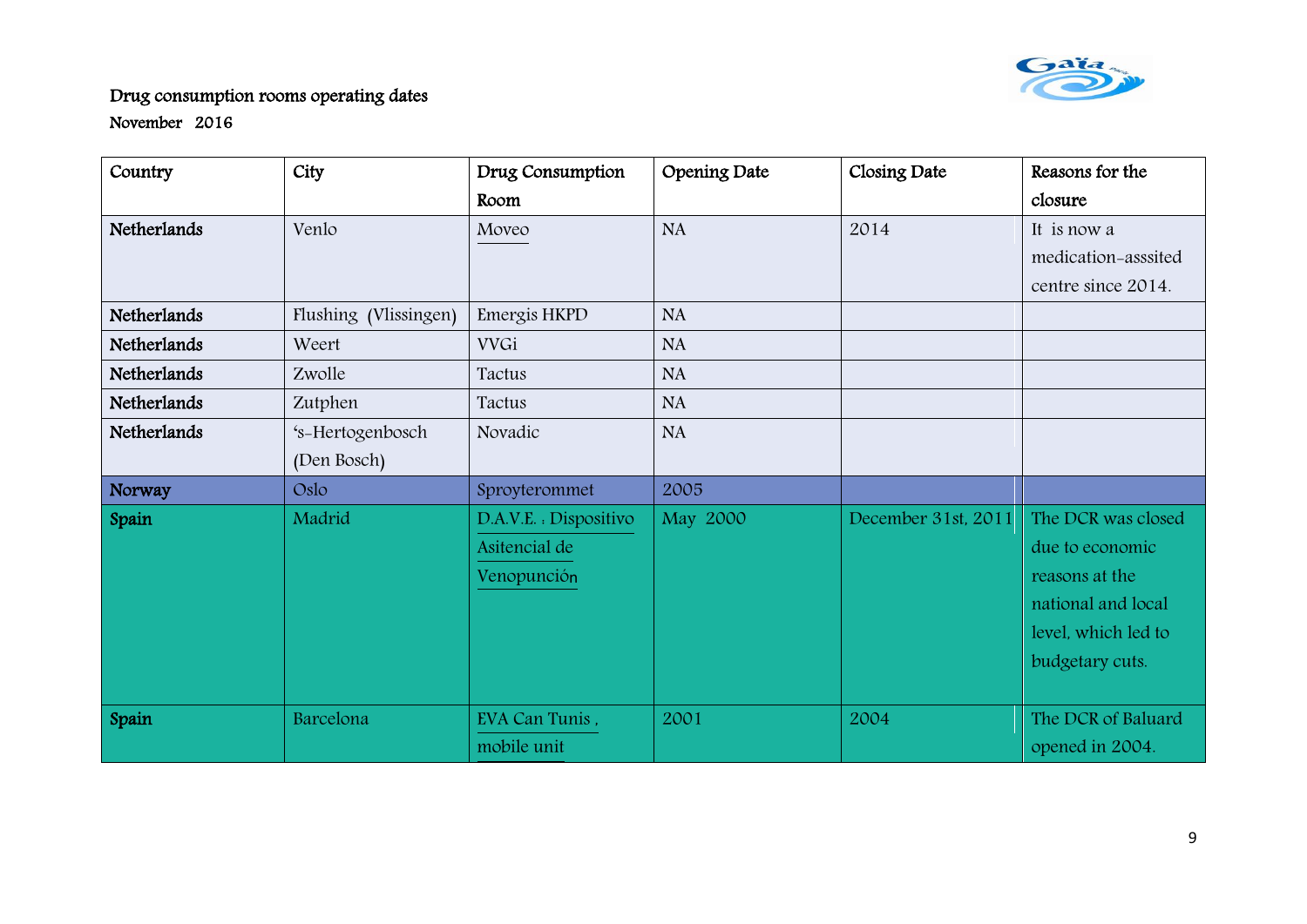Drug consumption rooms operating dates

November 2016

| Country | City | Drug Consumption Room | Opening Date | Closing Date | Reasons for the closure |
|---|---|---|---|---|---|
| **Netherlands** | Venlo | Moveo | NA | 2014 | It is now a medication-asssited centre since 2014. |
| **Netherlands** | Flushing (Vlissingen) | Emergis HKPD | NA | | |
| **Netherlands** | Weert | VVGi | NA | | |
| **Netherlands** | Zwolle | Tactus | NA | | |
| **Netherlands** | Zutphen | Tactus | NA | | |
| **Netherlands** | 's-Hertogenbosch (Den Bosch) | Novadic | NA | | |
| **Norway** | Oslo | Sproyterommet | 2005 | | |
| **Spain** | Madrid | D.A.V.E. : Dispositivo Asitencial de Venopunción | May 2000 | December 31st, 2011 | The DCR was closed due to economic reasons at the national and local level, which led to budgetary cuts. |
| **Spain** | Barcelona | EVA Can Tunis , mobile unit | 2001 | 2004 | The DCR of Baluard opened in 2004. |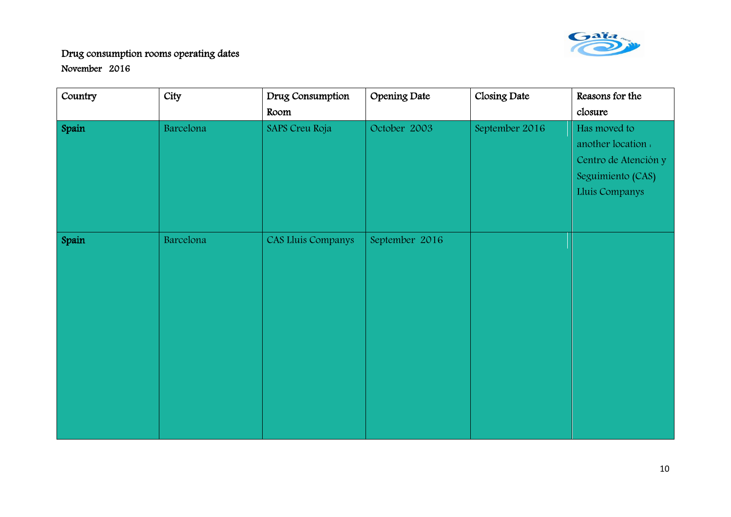Drug consumption rooms operating dates

November 2016

| Country | City | Drug Consumption Room | Opening Date | Closing Date | Reasons for the closure |
|---|---|---|---|---|---|
| **Spain** | Barcelona | SAPS Creu Roja | October 2003 | September 2016 | Has moved to another location : Centro de Atención y Seguimiento (CAS) Lluis Companys |
| **Spain** | Barcelona | CAS Lluis Companys | September 2016 | | |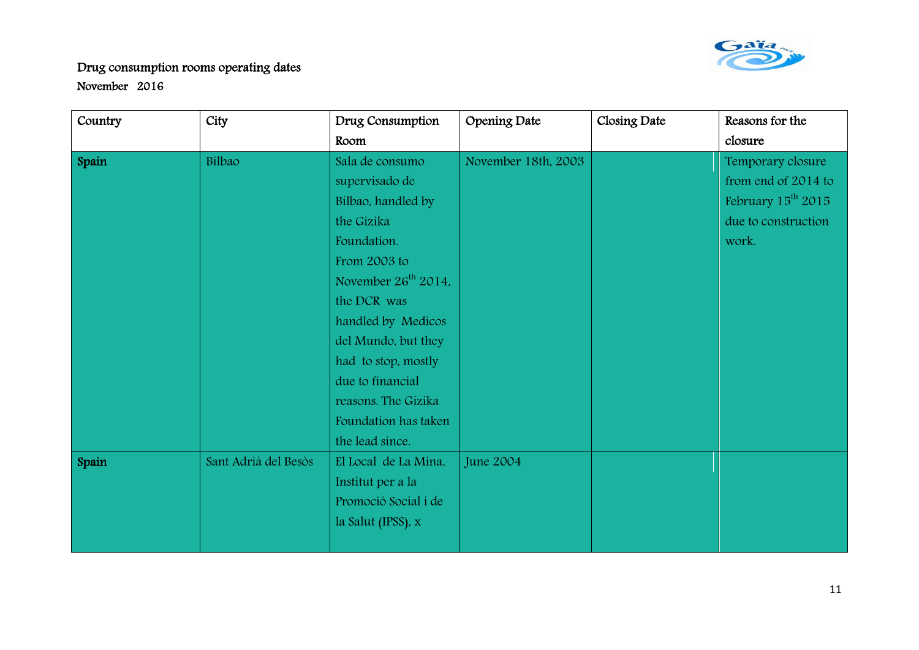Drug consumption rooms operating dates

November 2016

| Country | City | Drug Consumption Room | Opening Date | Closing Date | Reasons for the closure |
|---|---|---|---|---|---|
| **Spain** | Bilbao | Sala de consumo supervisado de Bilbao, handled by the Gizika Foundation. From 2003 to November 26th 2014, the DCR was handled by Medicos del Mundo, but they had to stop, mostly due to financial reasons. The Gizika Foundation has taken the lead since. | November 18th, 2003 | | Temporary closure from end of 2014 to February 15th 2015 due to construction work. |
| **Spain** | Sant Adrià del Besòs | El Local de La Mina, Institut per a la Promoció Social i de la Salut (IPSS), x | June 2004 | | |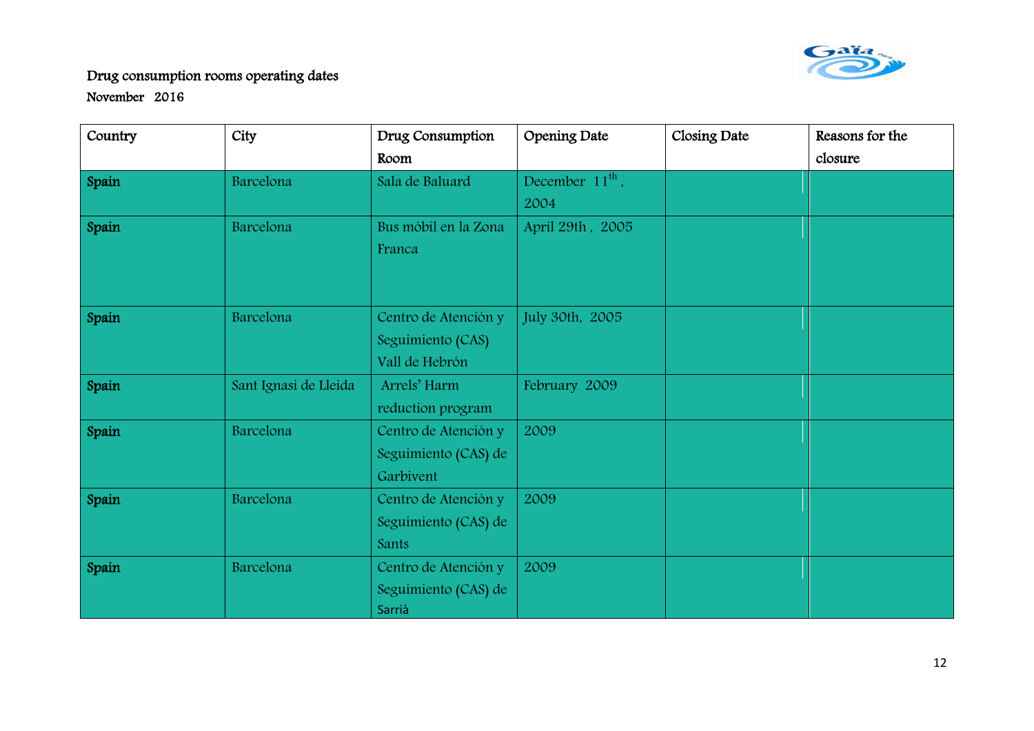Drug consumption rooms operating dates

November 2016

| Country | City | Drug Consumption Room | Opening Date | Closing Date | Reasons for the closure |
|---|---|---|---|---|---|
| **Spain** | Barcelona | Sala de Baluard | December 11th, 2004 | | |
| **Spain** | Barcelona | Bus móbil en la Zona Franca | April 29th , 2005 | | |
| **Spain** | Barcelona | Centro de Atención y Seguimiento (CAS) Vall de Hebrón | July 30th, 2005 | | |
| **Spain** | Sant Ignasi de Lleida | Arrels' Harm reduction program | February 2009 | | |
| **Spain** | Barcelona | Centro de Atención y Seguimiento (CAS) de Garbivent | 2009 | | |
| **Spain** | Barcelona | Centro de Atención y Seguimiento (CAS) de Sants | 2009 | | |
| **Spain** | Barcelona | Centro de Atención y Seguimiento (CAS) de Sarrià | 2009 | | |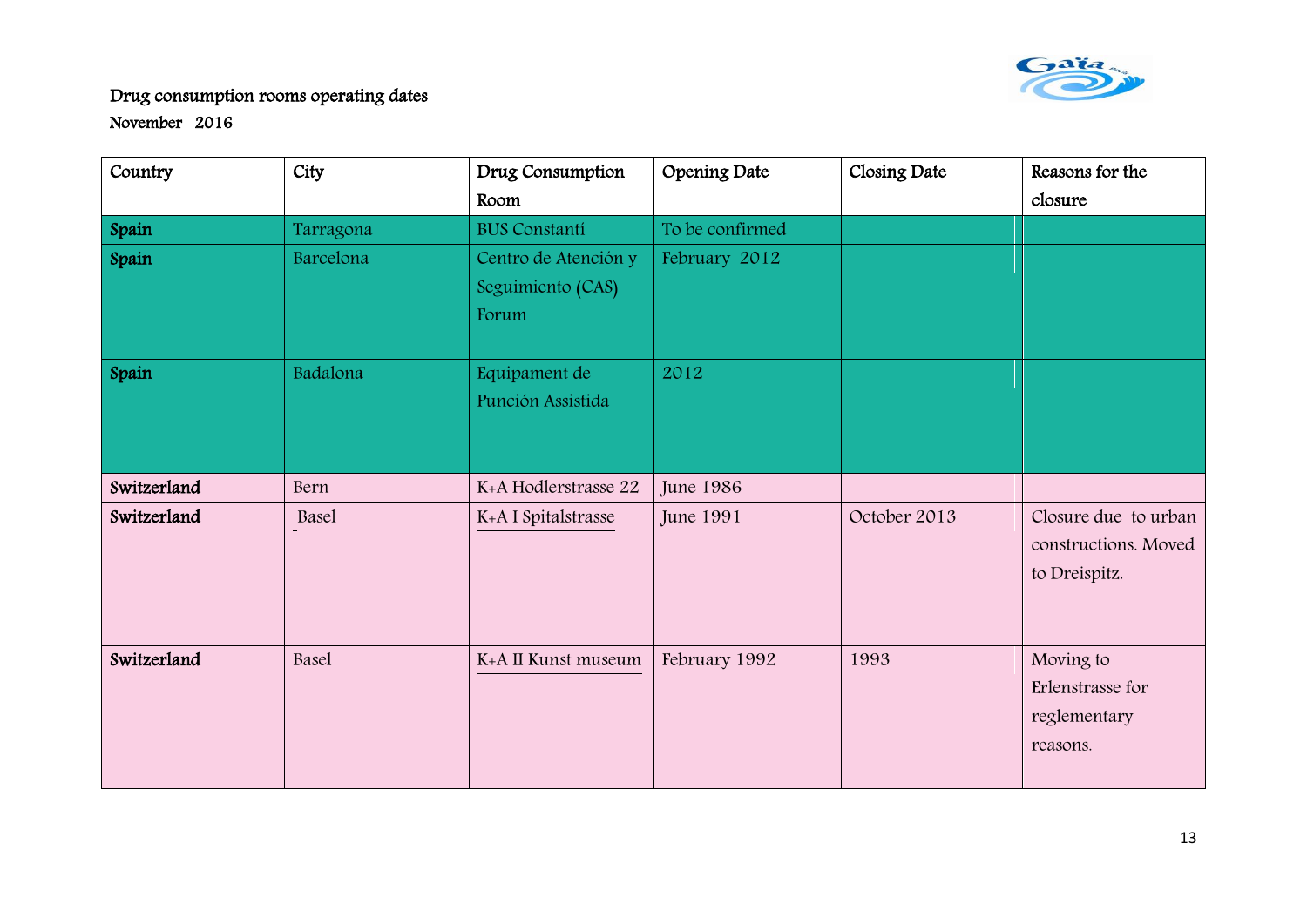Drug consumption rooms operating dates

November 2016

| Country | City | Drug Consumption Room | Opening Date | Closing Date | Reasons for the closure |
|---|---|---|---|---|---|
| **Spain** | Tarragona | BUS Constantí | To be confirmed | | |
| **Spain** | Barcelona | Centro de Atención y Seguimiento (CAS) Forum | February 2012 | | |
| **Spain** | Badalona | Equipament de Punción Assistida | 2012 | | |
| **Switzerland** | Bern | K+A Hodlerstrasse 22 | June 1986 | | |
| **Switzerland** | Basel | K+A I Spitalstrasse | June 1991 | October 2013 | Closure due to urban constructions. Moved to Dreispitz. |
| **Switzerland** | Basel | K+A II Kunst museum | February 1992 | 1993 | Moving to Erlenstrasse for reglementary reasons. |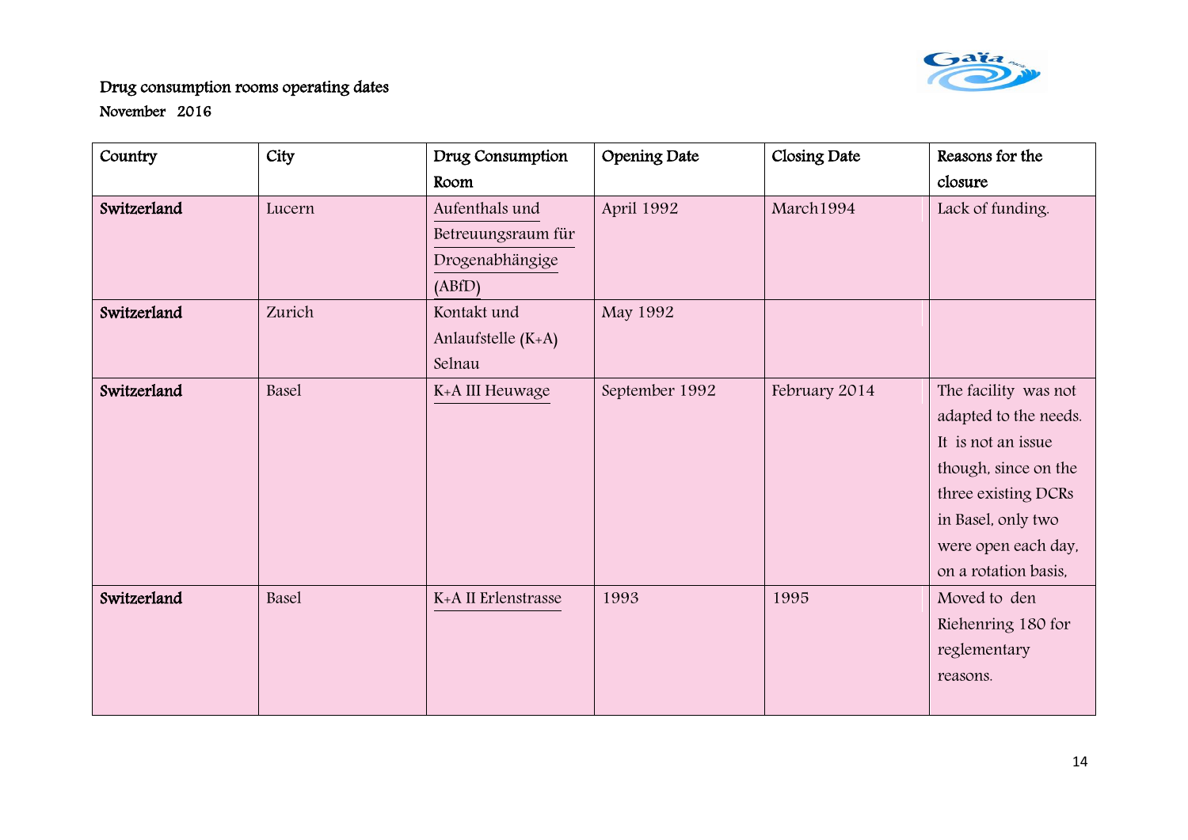Drug consumption rooms operating dates

November 2016

| Country | City | Drug Consumption Room | Opening Date | Closing Date | Reasons for the closure |
|---|---|---|---|---|---|
| **Switzerland** | Lucern | Aufenthals und Betreuungsraum für Drogenabhängige (ABfD) | April 1992 | March1994 | Lack of funding. |
| **Switzerland** | Zurich | Kontakt und Anlaufstelle (K+A) Selnau | May 1992 | | |
| **Switzerland** | Basel | K+A III Heuwage | September 1992 | February 2014 | The facility was not adapted to the needs. It is not an issue though, since on the three existing DCRs in Basel, only two were open each day, on a rotation basis, |
| **Switzerland** | Basel | K+A II Erlenstrasse | 1993 | 1995 | Moved to den Riehenring 180 for reglementary reasons. |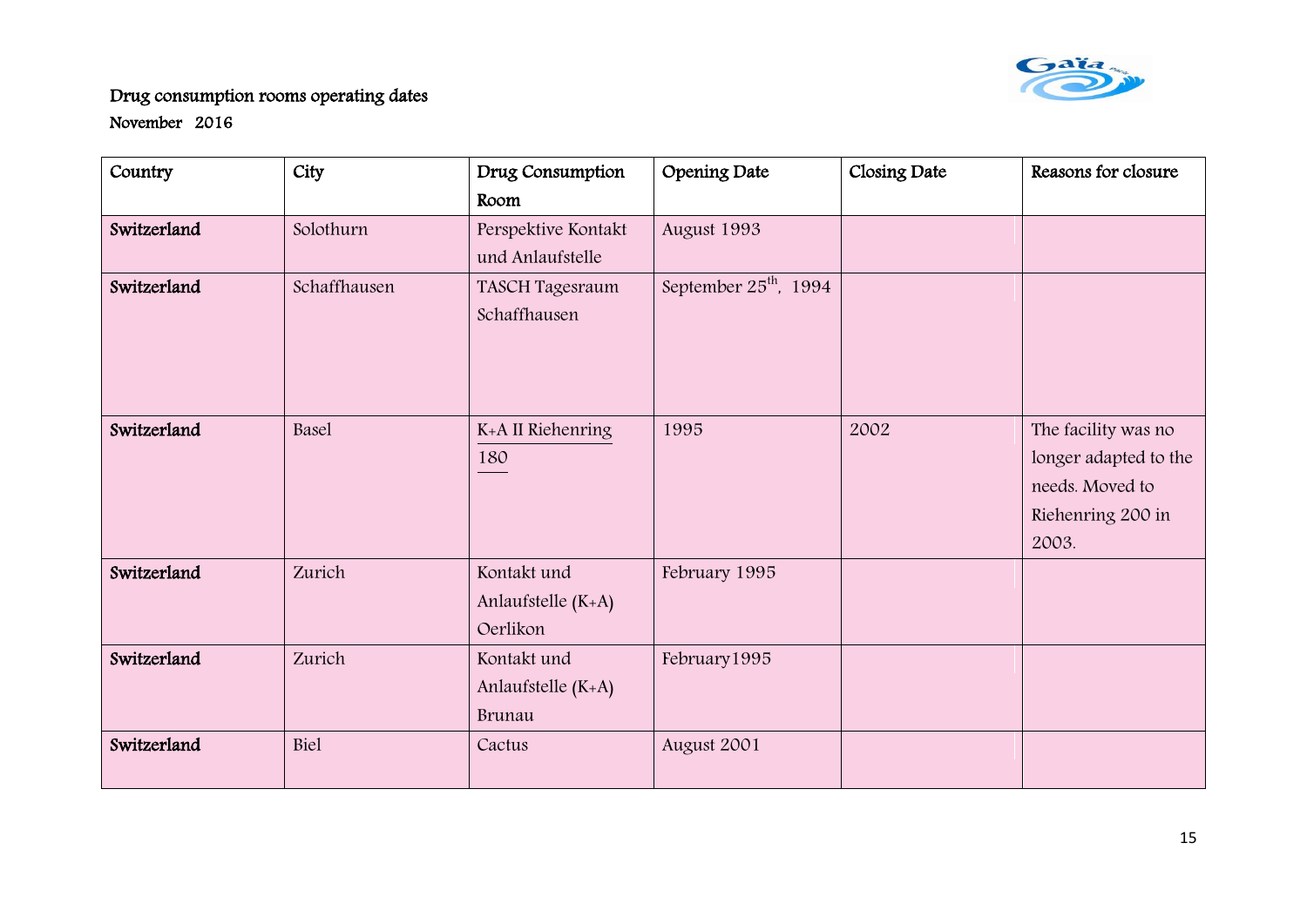Drug consumption rooms operating dates

November 2016

| Country | City | Drug Consumption Room | Opening Date | Closing Date | Reasons for closure |
|---|---|---|---|---|---|
| **Switzerland** | Solothurn | Perspektive Kontakt und Anlaufstelle | August 1993 | | |
| **Switzerland** | Schaffhausen | TASCH Tagesraum Schaffhausen | September 25th, 1994 | | |
| **Switzerland** | Basel | K+A II Riehenring 180 | 1995 | 2002 | The facility was no longer adapted to the needs. Moved to Riehenring 200 in 2003. |
| **Switzerland** | Zurich | Kontakt und Anlaufstelle (K+A) Oerlikon | February 1995 | | |
| **Switzerland** | Zurich | Kontakt und Anlaufstelle (K+A) Brunau | February1995 | | |
| **Switzerland** | Biel | Cactus | August 2001 | | |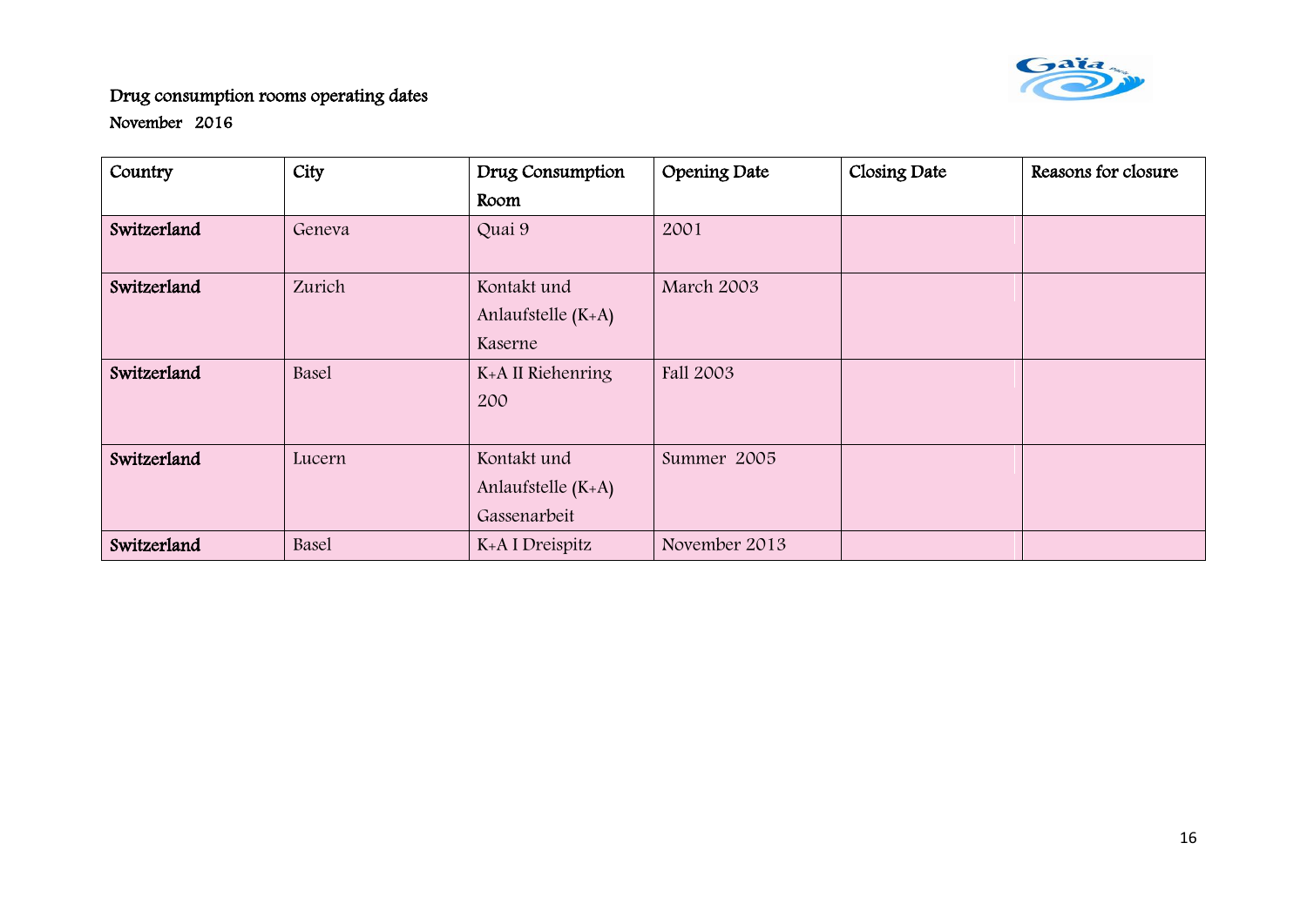Drug consumption rooms operating dates

November 2016

| Country | City | Drug Consumption Room | Opening Date | Closing Date | Reasons for closure |
|---|---|---|---|---|---|
| **Switzerland** | Geneva | Quai 9 | 2001 | | |
| **Switzerland** | Zurich | Kontakt und Anlaufstelle (K+A) Kaserne | March 2003 | | |
| **Switzerland** | Basel | K+A II Riehenring 200 | Fall 2003 | | |
| **Switzerland** | Lucern | Kontakt und Anlaufstelle (K+A) Gassenarbeit | Summer 2005 | | |
| **Switzerland** | Basel | K+A I Dreispitz | November 2013 | | |